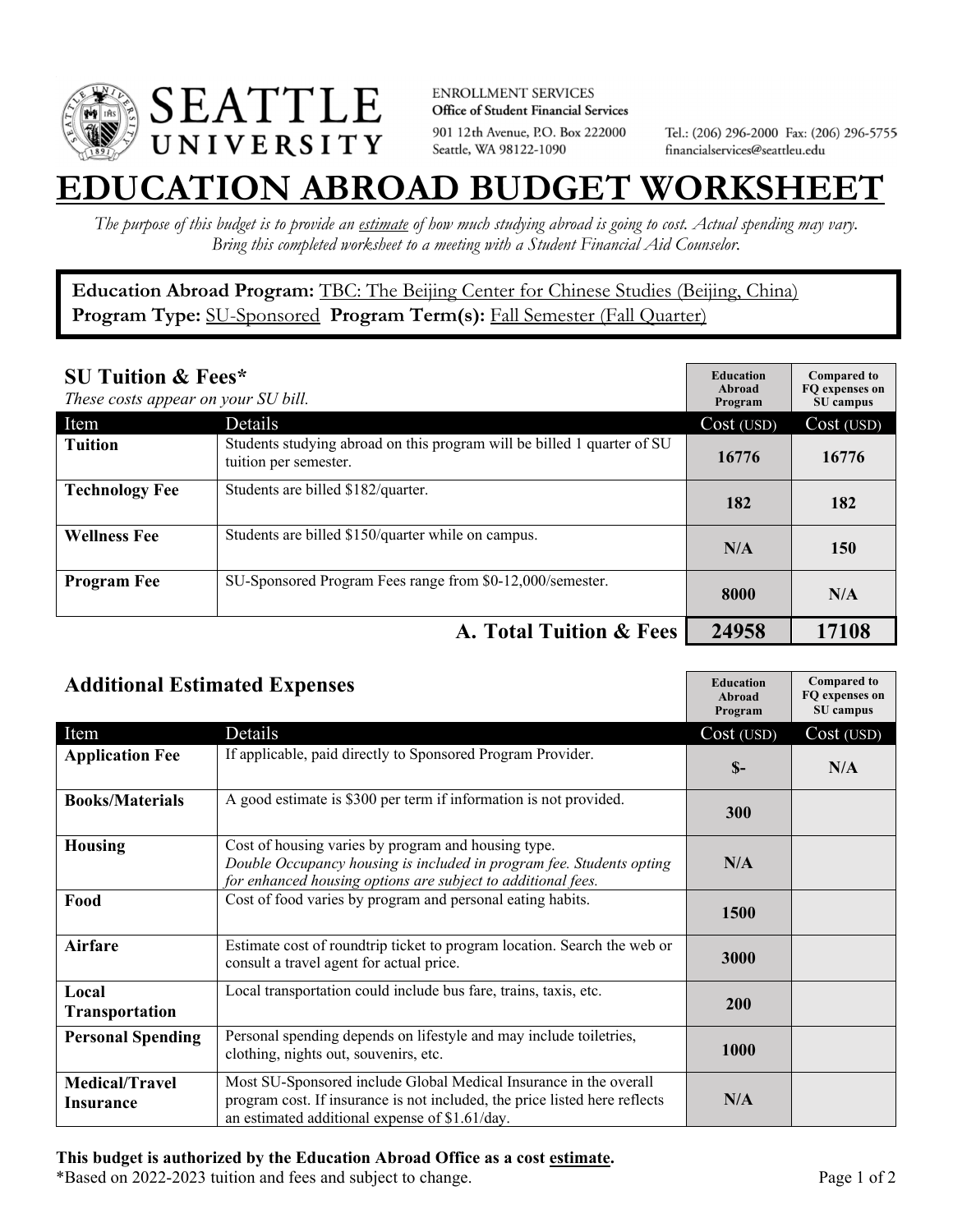**SEATTLE UNIVERSITY**

ENROLLMENT SERVICES
**Office of Student Financial Services**
901 12th Avenue, P.O. Box 222000
Seattle, WA 98122-1090

Tel.: (206) 296-2000 Fax: (206) 296-5755
financialservices@seattleu.edu

# EDUCATION ABROAD BUDGET WORKSHEET

*The purpose of this budget is to provide an estimate of how much studying abroad is going to cost. Actual spending may vary. Bring this completed worksheet to a meeting with a Student Financial Aid Counselor.*

**Education Abroad Program:** TBC: The Beijing Center for Chinese Studies (Beijing, China)
**Program Type:** SU-Sponsored **Program Term(s):** Fall Semester (Fall Quarter)

## SU Tuition & Fees*

*These costs appear on your SU bill.*

| Item | Details | Education Abroad Program Cost (USD) | Compared to FQ expenses on SU campus Cost (USD) |
|---|---|---|---|
| **Tuition** | Students studying abroad on this program will be billed 1 quarter of SU tuition per semester. | 16776 | 16776 |
| **Technology Fee** | Students are billed $182/quarter. | 182 | 182 |
| **Wellness Fee** | Students are billed $150/quarter while on campus. | N/A | 150 |
| **Program Fee** | SU-Sponsored Program Fees range from $0-12,000/semester. | 8000 | N/A |
| | **A. Total Tuition & Fees** | **24958** | **17108** |

## Additional Estimated Expenses

| Item | Details | Education Abroad Program Cost (USD) | Compared to FQ expenses on SU campus Cost (USD) |
|---|---|---|---|
| **Application Fee** | If applicable, paid directly to Sponsored Program Provider. | $- | N/A |
| **Books/Materials** | A good estimate is $300 per term if information is not provided. | 300 | |
| **Housing** | Cost of housing varies by program and housing type. *Double Occupancy housing is included in program fee. Students opting for enhanced housing options are subject to additional fees.* | N/A | |
| **Food** | Cost of food varies by program and personal eating habits. | 1500 | |
| **Airfare** | Estimate cost of roundtrip ticket to program location. Search the web or consult a travel agent for actual price. | 3000 | |
| **Local Transportation** | Local transportation could include bus fare, trains, taxis, etc. | 200 | |
| **Personal Spending** | Personal spending depends on lifestyle and may include toiletries, clothing, nights out, souvenirs, etc. | 1000 | |
| **Medical/Travel Insurance** | Most SU-Sponsored include Global Medical Insurance in the overall program cost. If insurance is not included, the price listed here reflects an estimated additional expense of $1.61/day. | N/A | |

**This budget is authorized by the Education Abroad Office as a cost estimate.**
*Based on 2022-2023 tuition and fees and subject to change.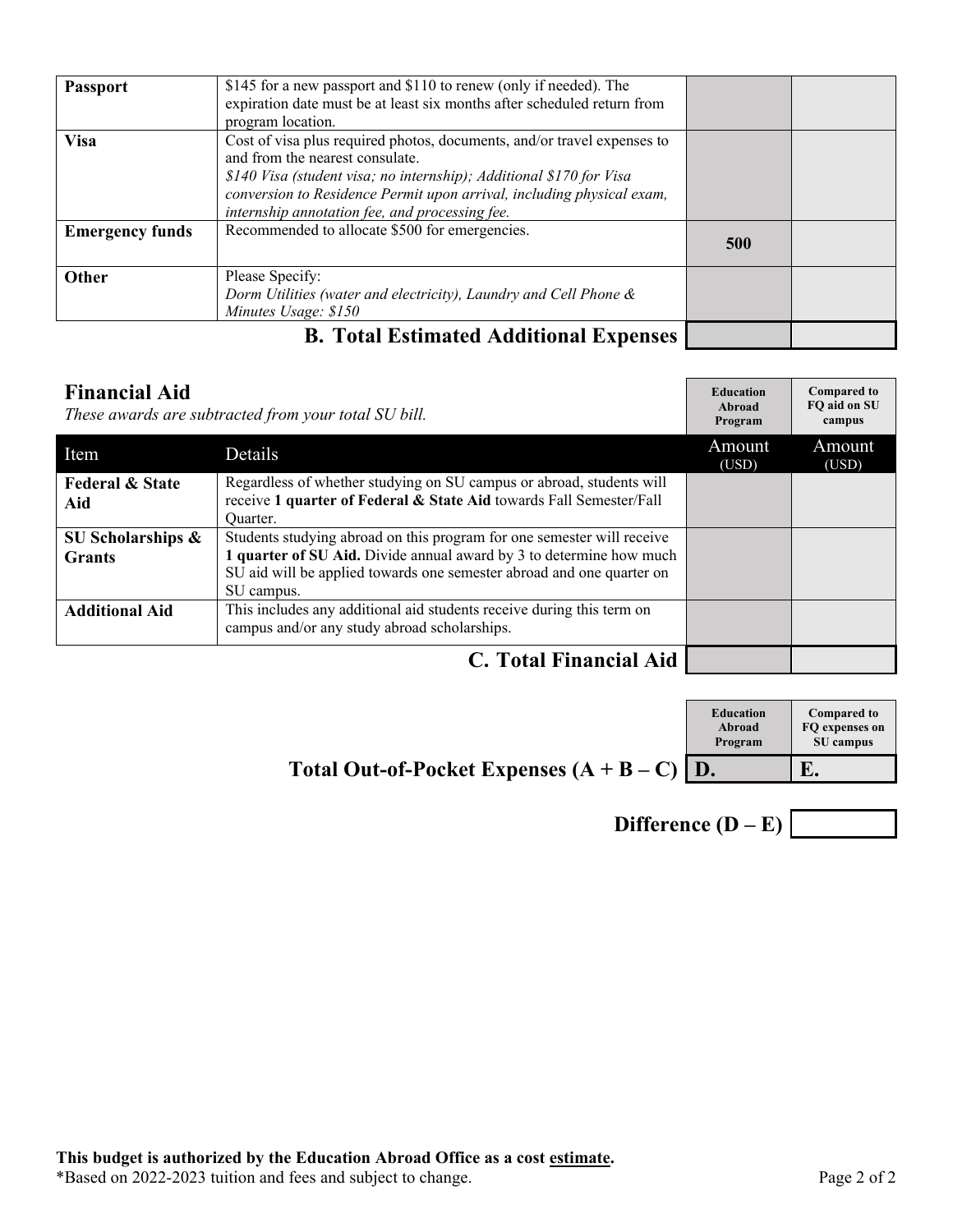| | | | |
|---|---|---|---|
| **Passport** | $145 for a new passport and $110 to renew (only if needed). The expiration date must be at least six months after scheduled return from program location. | | |
| **Visa** | Cost of visa plus required photos, documents, and/or travel expenses to and from the nearest consulate. *$140 Visa (student visa; no internship); Additional $170 for Visa conversion to Residence Permit upon arrival, including physical exam, internship annotation fee, and processing fee.* | | |
| **Emergency funds** | Recommended to allocate $500 for emergencies. | **500** | |
| **Other** | Please Specify: *Dorm Utilities (water and electricity), Laundry and Cell Phone & Minutes Usage: $150* | | |
| | **B. Total Estimated Additional Expenses** | | |

| **Financial Aid** *These awards are subtracted from your total SU bill.* | | **Education Abroad Program** | **Compared to FQ aid on SU campus** |
|---|---|---|---|
| Item | Details | Amount (USD) | Amount (USD) |
| **Federal & State Aid** | Regardless of whether studying on SU campus or abroad, students will receive **1 quarter of Federal & State Aid** towards Fall Semester/Fall Quarter. | | |
| **SU Scholarships & Grants** | Students studying abroad on this program for one semester will receive **1 quarter of SU Aid.** Divide annual award by 3 to determine how much SU aid will be applied towards one semester abroad and one quarter on SU campus. | | |
| **Additional Aid** | This includes any additional aid students receive during this term on campus and/or any study abroad scholarships. | | |
| | **C. Total Financial Aid** | | |

| | **Education Abroad Program** | **Compared to FQ expenses on SU campus** |
|---|---|---|
| **Total Out-of-Pocket Expenses (A + B – C)** | **D.** | **E.** |

**Difference (D – E)**

**This budget is authorized by the Education Abroad Office as a cost estimate.**

*Based on 2022-2023 tuition and fees and subject to change.